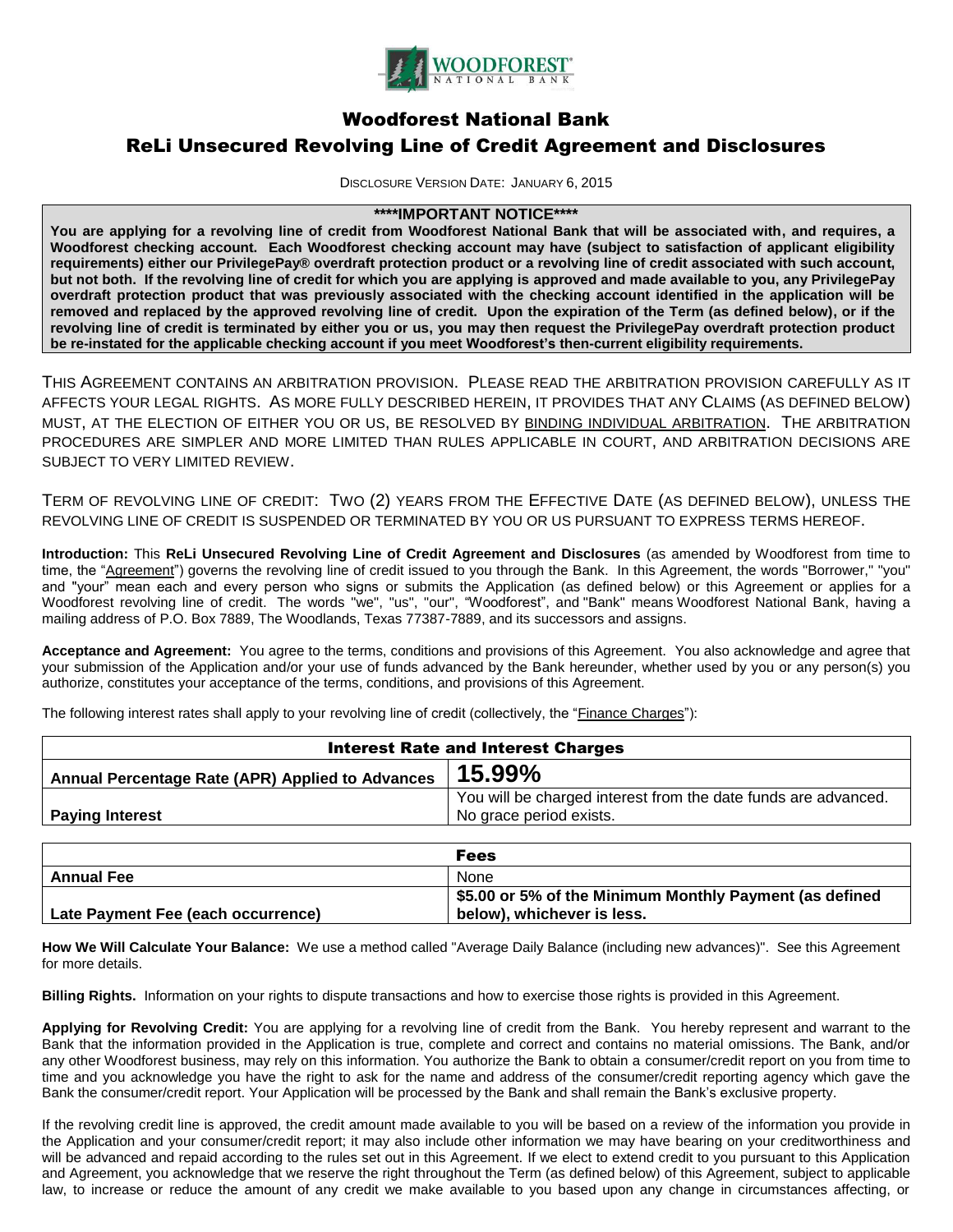# Woodforest National Bank

## ReLi Unsecured Revolving Line of Credit Agreement and Disclosures

DISCLOSURE VERSION DATE: JANUARY 6, 2015

**\*\*\*\*IMPORTANT NOTICE\*\*\*\***

**You are applying for a revolving line of credit from Woodforest National Bank that will be associated with, and requires, a Woodforest checking account. Each Woodforest checking account may have (subject to satisfaction of applicant eligibility requirements) either our PrivilegePay® overdraft protection product or a revolving line of credit associated with such account, but not both. If the revolving line of credit for which you are applying is approved and made available to you, any PrivilegePay overdraft protection product that was previously associated with the checking account identified in the application will be removed and replaced by the approved revolving line of credit. Upon the expiration of the Term (as defined below), or if the revolving line of credit is terminated by either you or us, you may then request the PrivilegePay overdraft protection product be re-instated for the applicable checking account if you meet Woodforest's then-current eligibility requirements.**

THIS AGREEMENT CONTAINS AN ARBITRATION PROVISION. PLEASE READ THE ARBITRATION PROVISION CAREFULLY AS IT AFFECTS YOUR LEGAL RIGHTS. AS MORE FULLY DESCRIBED HEREIN, IT PROVIDES THAT ANY CLAIMS (AS DEFINED BELOW) MUST, AT THE ELECTION OF EITHER YOU OR US, BE RESOLVED BY BINDING INDIVIDUAL ARBITRATION. THE ARBITRATION PROCEDURES ARE SIMPLER AND MORE LIMITED THAN RULES APPLICABLE IN COURT, AND ARBITRATION DECISIONS ARE SUBJECT TO VERY LIMITED REVIEW.

TERM OF REVOLVING LINE OF CREDIT: TWO (2) YEARS FROM THE EFFECTIVE DATE (AS DEFINED BELOW), UNLESS THE REVOLVING LINE OF CREDIT IS SUSPENDED OR TERMINATED BY YOU OR US PURSUANT TO EXPRESS TERMS HEREOF.

**Introduction:** This **ReLi Unsecured Revolving Line of Credit Agreement and Disclosures** (as amended by Woodforest from time to time, the "Agreement") governs the revolving line of credit issued to you through the Bank. In this Agreement, the words "Borrower," "you" and "your" mean each and every person who signs or submits the Application (as defined below) or this Agreement or applies for a Woodforest revolving line of credit. The words "we", "us", "our", "Woodforest", and "Bank" means Woodforest National Bank, having a mailing address of P.O. Box 7889, The Woodlands, Texas 77387-7889, and its successors and assigns.

**Acceptance and Agreement:** You agree to the terms, conditions and provisions of this Agreement. You also acknowledge and agree that your submission of the Application and/or your use of funds advanced by the Bank hereunder, whether used by you or any person(s) you authorize, constitutes your acceptance of the terms, conditions, and provisions of this Agreement.

The following interest rates shall apply to your revolving line of credit (collectively, the "Finance Charges"):

| Interest Rate and Interest Charges | |
|---|---|
| **Annual Percentage Rate (APR) Applied to Advances** | **15.99%** |
| **Paying Interest** | You will be charged interest from the date funds are advanced. No grace period exists. |

| Fees | |
|---|---|
| **Annual Fee** | None |
| **Late Payment Fee (each occurrence)** | **\$5.00 or 5% of the Minimum Monthly Payment (as defined below), whichever is less.** |

**How We Will Calculate Your Balance:** We use a method called "Average Daily Balance (including new advances)". See this Agreement for more details.

**Billing Rights.** Information on your rights to dispute transactions and how to exercise those rights is provided in this Agreement.

**Applying for Revolving Credit:** You are applying for a revolving line of credit from the Bank. You hereby represent and warrant to the Bank that the information provided in the Application is true, complete and correct and contains no material omissions. The Bank, and/or any other Woodforest business, may rely on this information. You authorize the Bank to obtain a consumer/credit report on you from time to time and you acknowledge you have the right to ask for the name and address of the consumer/credit reporting agency which gave the Bank the consumer/credit report. Your Application will be processed by the Bank and shall remain the Bank's exclusive property.

If the revolving credit line is approved, the credit amount made available to you will be based on a review of the information you provide in the Application and your consumer/credit report; it may also include other information we may have bearing on your creditworthiness and will be advanced and repaid according to the rules set out in this Agreement. If we elect to extend credit to you pursuant to this Application and Agreement, you acknowledge that we reserve the right throughout the Term (as defined below) of this Agreement, subject to applicable law, to increase or reduce the amount of any credit we make available to you based upon any change in circumstances affecting, or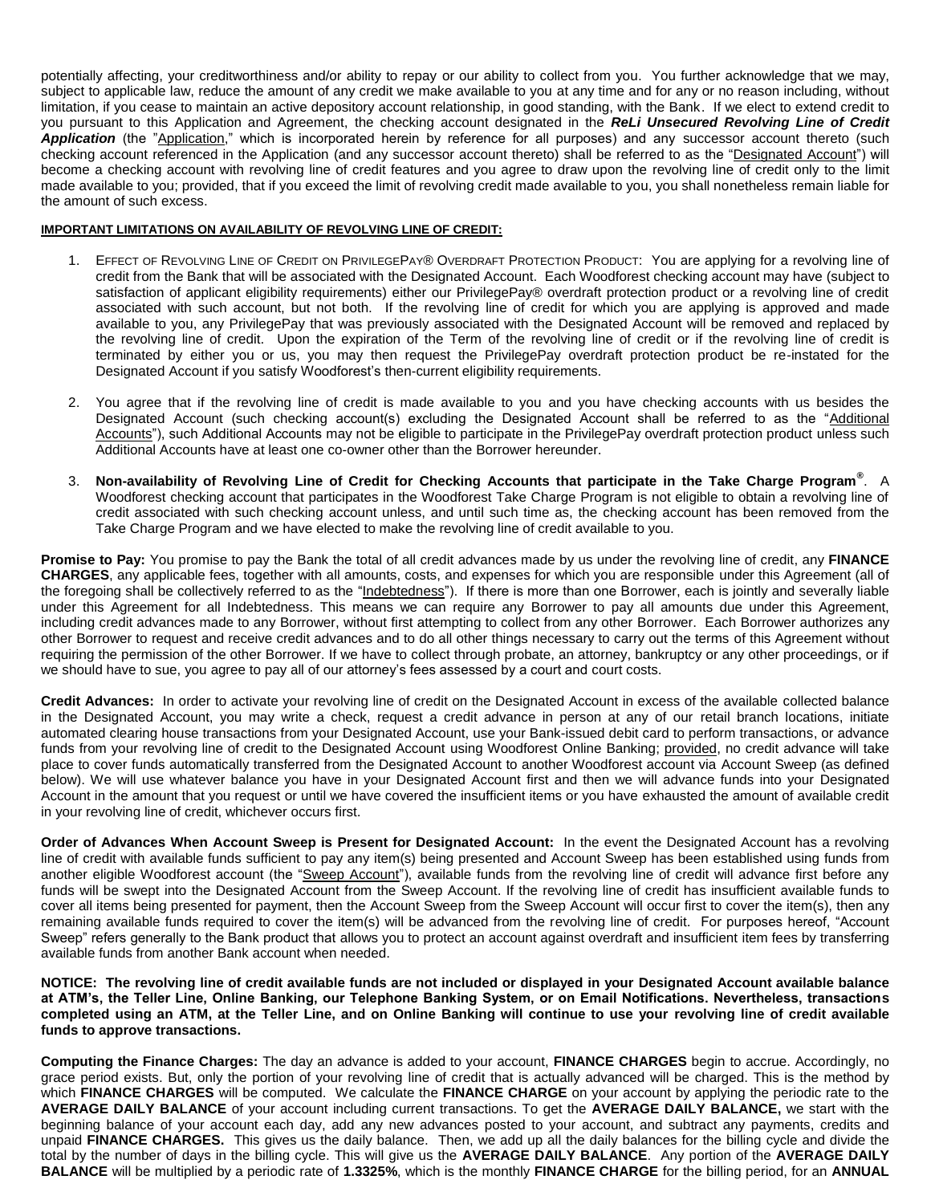potentially affecting, your creditworthiness and/or ability to repay or our ability to collect from you. You further acknowledge that we may, subject to applicable law, reduce the amount of any credit we make available to you at any time and for any or no reason including, without limitation, if you cease to maintain an active depository account relationship, in good standing, with the Bank. If we elect to extend credit to you pursuant to this Application and Agreement, the checking account designated in the ***ReLi Unsecured Revolving Line of Credit Application*** (the "Application," which is incorporated herein by reference for all purposes) and any successor account thereto (such checking account referenced in the Application (and any successor account thereto) shall be referred to as the "Designated Account") will become a checking account with revolving line of credit features and you agree to draw upon the revolving line of credit only to the limit made available to you; provided, that if you exceed the limit of revolving credit made available to you, you shall nonetheless remain liable for the amount of such excess.

**IMPORTANT LIMITATIONS ON AVAILABILITY OF REVOLVING LINE OF CREDIT:**

1. EFFECT OF REVOLVING LINE OF CREDIT ON PRIVILEGEPAY® OVERDRAFT PROTECTION PRODUCT: You are applying for a revolving line of credit from the Bank that will be associated with the Designated Account. Each Woodforest checking account may have (subject to satisfaction of applicant eligibility requirements) either our PrivilegePay® overdraft protection product or a revolving line of credit associated with such account, but not both. If the revolving line of credit for which you are applying is approved and made available to you, any PrivilegePay that was previously associated with the Designated Account will be removed and replaced by the revolving line of credit. Upon the expiration of the Term of the revolving line of credit or if the revolving line of credit is terminated by either you or us, you may then request the PrivilegePay overdraft protection product be re-instated for the Designated Account if you satisfy Woodforest's then-current eligibility requirements.

2. You agree that if the revolving line of credit is made available to you and you have checking accounts with us besides the Designated Account (such checking account(s) excluding the Designated Account shall be referred to as the "Additional Accounts"), such Additional Accounts may not be eligible to participate in the PrivilegePay overdraft protection product unless such Additional Accounts have at least one co-owner other than the Borrower hereunder.

3. **Non-availability of Revolving Line of Credit for Checking Accounts that participate in the Take Charge Program®**. A Woodforest checking account that participates in the Woodforest Take Charge Program is not eligible to obtain a revolving line of credit associated with such checking account unless, and until such time as, the checking account has been removed from the Take Charge Program and we have elected to make the revolving line of credit available to you.

**Promise to Pay:** You promise to pay the Bank the total of all credit advances made by us under the revolving line of credit, any **FINANCE CHARGES**, any applicable fees, together with all amounts, costs, and expenses for which you are responsible under this Agreement (all of the foregoing shall be collectively referred to as the "Indebtedness"). If there is more than one Borrower, each is jointly and severally liable under this Agreement for all Indebtedness. This means we can require any Borrower to pay all amounts due under this Agreement, including credit advances made to any Borrower, without first attempting to collect from any other Borrower. Each Borrower authorizes any other Borrower to request and receive credit advances and to do all other things necessary to carry out the terms of this Agreement without requiring the permission of the other Borrower. If we have to collect through probate, an attorney, bankruptcy or any other proceedings, or if we should have to sue, you agree to pay all of our attorney's fees assessed by a court and court costs.

**Credit Advances:** In order to activate your revolving line of credit on the Designated Account in excess of the available collected balance in the Designated Account, you may write a check, request a credit advance in person at any of our retail branch locations, initiate automated clearing house transactions from your Designated Account, use your Bank-issued debit card to perform transactions, or advance funds from your revolving line of credit to the Designated Account using Woodforest Online Banking; provided, no credit advance will take place to cover funds automatically transferred from the Designated Account to another Woodforest account via Account Sweep (as defined below). We will use whatever balance you have in your Designated Account first and then we will advance funds into your Designated Account in the amount that you request or until we have covered the insufficient items or you have exhausted the amount of available credit in your revolving line of credit, whichever occurs first.

**Order of Advances When Account Sweep is Present for Designated Account:** In the event the Designated Account has a revolving line of credit with available funds sufficient to pay any item(s) being presented and Account Sweep has been established using funds from another eligible Woodforest account (the "Sweep Account"), available funds from the revolving line of credit will advance first before any funds will be swept into the Designated Account from the Sweep Account. If the revolving line of credit has insufficient available funds to cover all items being presented for payment, then the Account Sweep from the Sweep Account will occur first to cover the item(s), then any remaining available funds required to cover the item(s) will be advanced from the revolving line of credit. For purposes hereof, "Account Sweep" refers generally to the Bank product that allows you to protect an account against overdraft and insufficient item fees by transferring available funds from another Bank account when needed.

**NOTICE: The revolving line of credit available funds are not included or displayed in your Designated Account available balance at ATM's, the Teller Line, Online Banking, our Telephone Banking System, or on Email Notifications. Nevertheless, transactions completed using an ATM, at the Teller Line, and on Online Banking will continue to use your revolving line of credit available funds to approve transactions.**

**Computing the Finance Charges:** The day an advance is added to your account, **FINANCE CHARGES** begin to accrue. Accordingly, no grace period exists. But, only the portion of your revolving line of credit that is actually advanced will be charged. This is the method by which **FINANCE CHARGES** will be computed. We calculate the **FINANCE CHARGE** on your account by applying the periodic rate to the **AVERAGE DAILY BALANCE** of your account including current transactions. To get the **AVERAGE DAILY BALANCE,** we start with the beginning balance of your account each day, add any new advances posted to your account, and subtract any payments, credits and unpaid **FINANCE CHARGES.** This gives us the daily balance. Then, we add up all the daily balances for the billing cycle and divide the total by the number of days in the billing cycle. This will give us the **AVERAGE DAILY BALANCE**. Any portion of the **AVERAGE DAILY BALANCE** will be multiplied by a periodic rate of **1.3325%**, which is the monthly **FINANCE CHARGE** for the billing period, for an **ANNUAL**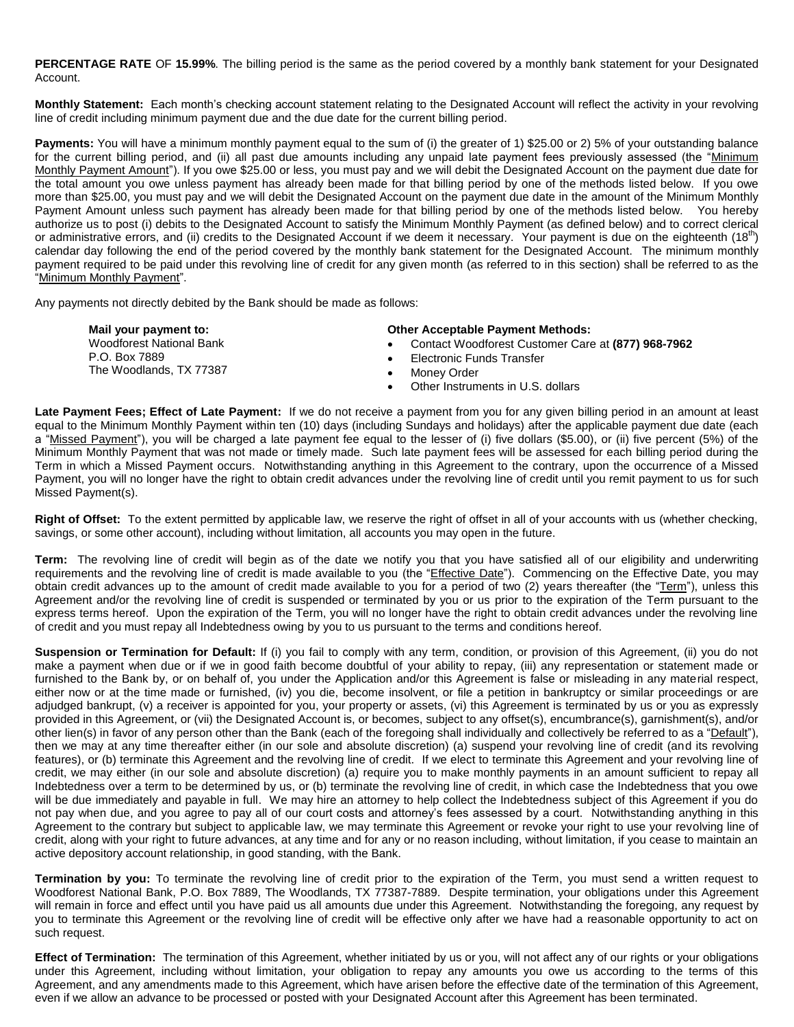**PERCENTAGE RATE** OF **15.99%**. The billing period is the same as the period covered by a monthly bank statement for your Designated Account.

**Monthly Statement:** Each month's checking account statement relating to the Designated Account will reflect the activity in your revolving line of credit including minimum payment due and the due date for the current billing period.

**Payments:** You will have a minimum monthly payment equal to the sum of (i) the greater of 1) $25.00 or 2) 5% of your outstanding balance for the current billing period, and (ii) all past due amounts including any unpaid late payment fees previously assessed (the "Minimum Monthly Payment Amount"). If you owe $25.00 or less, you must pay and we will debit the Designated Account on the payment due date for the total amount you owe unless payment has already been made for that billing period by one of the methods listed below. If you owe more than $25.00, you must pay and we will debit the Designated Account on the payment due date in the amount of the Minimum Monthly Payment Amount unless such payment has already been made for that billing period by one of the methods listed below. You hereby authorize us to post (i) debits to the Designated Account to satisfy the Minimum Monthly Payment (as defined below) and to correct clerical or administrative errors, and (ii) credits to the Designated Account if we deem it necessary. Your payment is due on the eighteenth (18th) calendar day following the end of the period covered by the monthly bank statement for the Designated Account. The minimum monthly payment required to be paid under this revolving line of credit for any given month (as referred to in this section) shall be referred to as the "Minimum Monthly Payment".

Any payments not directly debited by the Bank should be made as follows:

**Mail your payment to:**
Woodforest National Bank
P.O. Box 7889
The Woodlands, TX 77387

**Other Acceptable Payment Methods:**

- Contact Woodforest Customer Care at **(877) 968-7962**
- Electronic Funds Transfer
- Money Order
- Other Instruments in U.S. dollars

**Late Payment Fees; Effect of Late Payment:** If we do not receive a payment from you for any given billing period in an amount at least equal to the Minimum Monthly Payment within ten (10) days (including Sundays and holidays) after the applicable payment due date (each a "Missed Payment"), you will be charged a late payment fee equal to the lesser of (i) five dollars ($5.00), or (ii) five percent (5%) of the Minimum Monthly Payment that was not made or timely made. Such late payment fees will be assessed for each billing period during the Term in which a Missed Payment occurs. Notwithstanding anything in this Agreement to the contrary, upon the occurrence of a Missed Payment, you will no longer have the right to obtain credit advances under the revolving line of credit until you remit payment to us for such Missed Payment(s).

**Right of Offset:** To the extent permitted by applicable law, we reserve the right of offset in all of your accounts with us (whether checking, savings, or some other account), including without limitation, all accounts you may open in the future.

**Term:** The revolving line of credit will begin as of the date we notify you that you have satisfied all of our eligibility and underwriting requirements and the revolving line of credit is made available to you (the "Effective Date"). Commencing on the Effective Date, you may obtain credit advances up to the amount of credit made available to you for a period of two (2) years thereafter (the "Term"), unless this Agreement and/or the revolving line of credit is suspended or terminated by you or us prior to the expiration of the Term pursuant to the express terms hereof. Upon the expiration of the Term, you will no longer have the right to obtain credit advances under the revolving line of credit and you must repay all Indebtedness owing by you to us pursuant to the terms and conditions hereof.

**Suspension or Termination for Default:** If (i) you fail to comply with any term, condition, or provision of this Agreement, (ii) you do not make a payment when due or if we in good faith become doubtful of your ability to repay, (iii) any representation or statement made or furnished to the Bank by, or on behalf of, you under the Application and/or this Agreement is false or misleading in any material respect, either now or at the time made or furnished, (iv) you die, become insolvent, or file a petition in bankruptcy or similar proceedings or are adjudged bankrupt, (v) a receiver is appointed for you, your property or assets, (vi) this Agreement is terminated by us or you as expressly provided in this Agreement, or (vii) the Designated Account is, or becomes, subject to any offset(s), encumbrance(s), garnishment(s), and/or other lien(s) in favor of any person other than the Bank (each of the foregoing shall individually and collectively be referred to as a "Default"), then we may at any time thereafter either (in our sole and absolute discretion) (a) suspend your revolving line of credit (and its revolving features), or (b) terminate this Agreement and the revolving line of credit. If we elect to terminate this Agreement and your revolving line of credit, we may either (in our sole and absolute discretion) (a) require you to make monthly payments in an amount sufficient to repay all Indebtedness over a term to be determined by us, or (b) terminate the revolving line of credit, in which case the Indebtedness that you owe will be due immediately and payable in full. We may hire an attorney to help collect the Indebtedness subject of this Agreement if you do not pay when due, and you agree to pay all of our court costs and attorney's fees assessed by a court. Notwithstanding anything in this Agreement to the contrary but subject to applicable law, we may terminate this Agreement or revoke your right to use your revolving line of credit, along with your right to future advances, at any time and for any or no reason including, without limitation, if you cease to maintain an active depository account relationship, in good standing, with the Bank.

**Termination by you:** To terminate the revolving line of credit prior to the expiration of the Term, you must send a written request to Woodforest National Bank, P.O. Box 7889, The Woodlands, TX 77387-7889. Despite termination, your obligations under this Agreement will remain in force and effect until you have paid us all amounts due under this Agreement. Notwithstanding the foregoing, any request by you to terminate this Agreement or the revolving line of credit will be effective only after we have had a reasonable opportunity to act on such request.

**Effect of Termination:** The termination of this Agreement, whether initiated by us or you, will not affect any of our rights or your obligations under this Agreement, including without limitation, your obligation to repay any amounts you owe us according to the terms of this Agreement, and any amendments made to this Agreement, which have arisen before the effective date of the termination of this Agreement, even if we allow an advance to be processed or posted with your Designated Account after this Agreement has been terminated.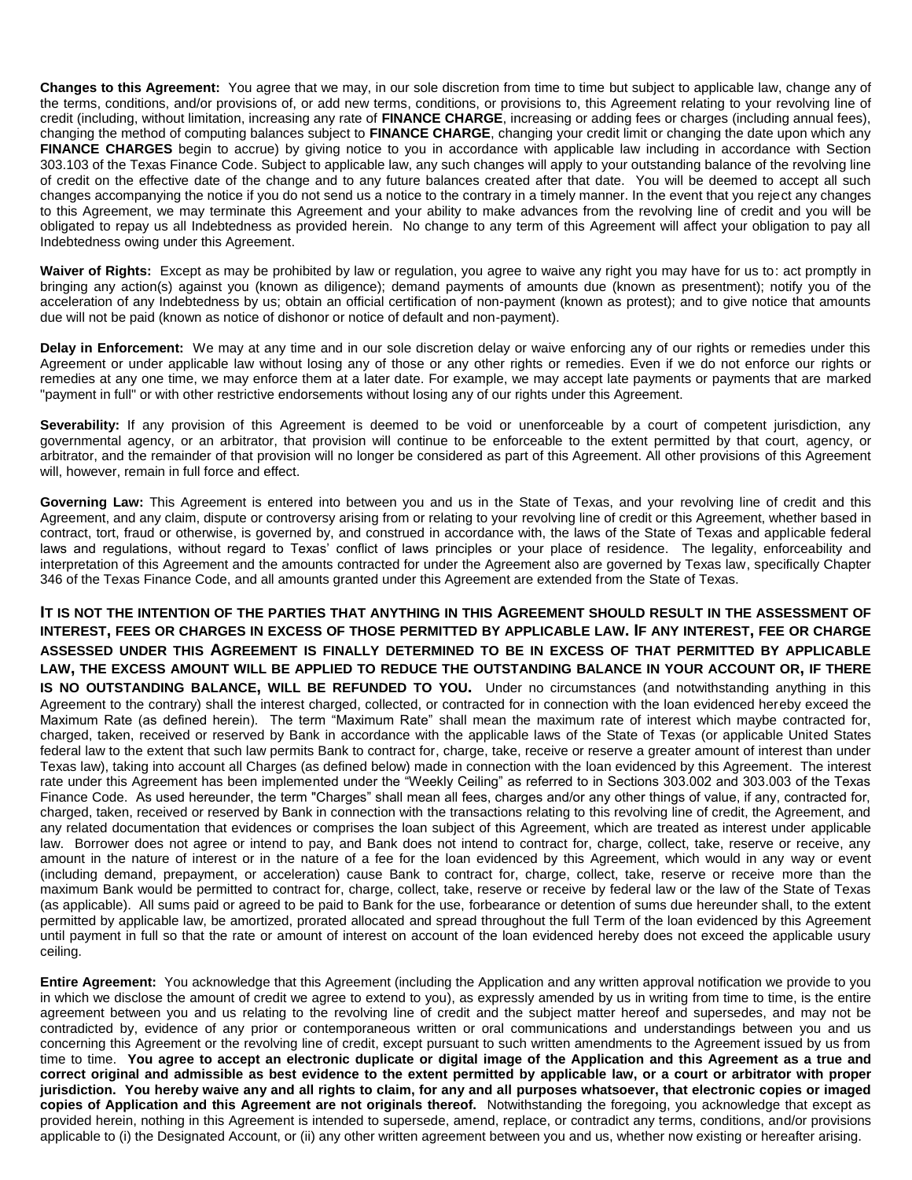**Changes to this Agreement:** You agree that we may, in our sole discretion from time to time but subject to applicable law, change any of the terms, conditions, and/or provisions of, or add new terms, conditions, or provisions to, this Agreement relating to your revolving line of credit (including, without limitation, increasing any rate of **FINANCE CHARGE**, increasing or adding fees or charges (including annual fees), changing the method of computing balances subject to **FINANCE CHARGE**, changing your credit limit or changing the date upon which any **FINANCE CHARGES** begin to accrue) by giving notice to you in accordance with applicable law including in accordance with Section 303.103 of the Texas Finance Code. Subject to applicable law, any such changes will apply to your outstanding balance of the revolving line of credit on the effective date of the change and to any future balances created after that date. You will be deemed to accept all such changes accompanying the notice if you do not send us a notice to the contrary in a timely manner. In the event that you reject any changes to this Agreement, we may terminate this Agreement and your ability to make advances from the revolving line of credit and you will be obligated to repay us all Indebtedness as provided herein. No change to any term of this Agreement will affect your obligation to pay all Indebtedness owing under this Agreement.

**Waiver of Rights:** Except as may be prohibited by law or regulation, you agree to waive any right you may have for us to: act promptly in bringing any action(s) against you (known as diligence); demand payments of amounts due (known as presentment); notify you of the acceleration of any Indebtedness by us; obtain an official certification of non-payment (known as protest); and to give notice that amounts due will not be paid (known as notice of dishonor or notice of default and non-payment).

**Delay in Enforcement:** We may at any time and in our sole discretion delay or waive enforcing any of our rights or remedies under this Agreement or under applicable law without losing any of those or any other rights or remedies. Even if we do not enforce our rights or remedies at any one time, we may enforce them at a later date. For example, we may accept late payments or payments that are marked "payment in full" or with other restrictive endorsements without losing any of our rights under this Agreement.

**Severability:** If any provision of this Agreement is deemed to be void or unenforceable by a court of competent jurisdiction, any governmental agency, or an arbitrator, that provision will continue to be enforceable to the extent permitted by that court, agency, or arbitrator, and the remainder of that provision will no longer be considered as part of this Agreement. All other provisions of this Agreement will, however, remain in full force and effect.

**Governing Law:** This Agreement is entered into between you and us in the State of Texas, and your revolving line of credit and this Agreement, and any claim, dispute or controversy arising from or relating to your revolving line of credit or this Agreement, whether based in contract, tort, fraud or otherwise, is governed by, and construed in accordance with, the laws of the State of Texas and applicable federal laws and regulations, without regard to Texas' conflict of laws principles or your place of residence. The legality, enforceability and interpretation of this Agreement and the amounts contracted for under the Agreement also are governed by Texas law, specifically Chapter 346 of the Texas Finance Code, and all amounts granted under this Agreement are extended from the State of Texas.

**IT IS NOT THE INTENTION OF THE PARTIES THAT ANYTHING IN THIS AGREEMENT SHOULD RESULT IN THE ASSESSMENT OF INTEREST, FEES OR CHARGES IN EXCESS OF THOSE PERMITTED BY APPLICABLE LAW. IF ANY INTEREST, FEE OR CHARGE ASSESSED UNDER THIS AGREEMENT IS FINALLY DETERMINED TO BE IN EXCESS OF THAT PERMITTED BY APPLICABLE LAW, THE EXCESS AMOUNT WILL BE APPLIED TO REDUCE THE OUTSTANDING BALANCE IN YOUR ACCOUNT OR, IF THERE IS NO OUTSTANDING BALANCE, WILL BE REFUNDED TO YOU.** Under no circumstances (and notwithstanding anything in this Agreement to the contrary) shall the interest charged, collected, or contracted for in connection with the loan evidenced hereby exceed the Maximum Rate (as defined herein). The term "Maximum Rate" shall mean the maximum rate of interest which maybe contracted for, charged, taken, received or reserved by Bank in accordance with the applicable laws of the State of Texas (or applicable United States federal law to the extent that such law permits Bank to contract for, charge, take, receive or reserve a greater amount of interest than under Texas law), taking into account all Charges (as defined below) made in connection with the loan evidenced by this Agreement. The interest rate under this Agreement has been implemented under the "Weekly Ceiling" as referred to in Sections 303.002 and 303.003 of the Texas Finance Code. As used hereunder, the term "Charges" shall mean all fees, charges and/or any other things of value, if any, contracted for, charged, taken, received or reserved by Bank in connection with the transactions relating to this revolving line of credit, the Agreement, and any related documentation that evidences or comprises the loan subject of this Agreement, which are treated as interest under applicable law. Borrower does not agree or intend to pay, and Bank does not intend to contract for, charge, collect, take, reserve or receive, any amount in the nature of interest or in the nature of a fee for the loan evidenced by this Agreement, which would in any way or event (including demand, prepayment, or acceleration) cause Bank to contract for, charge, collect, take, reserve or receive more than the maximum Bank would be permitted to contract for, charge, collect, take, reserve or receive by federal law or the law of the State of Texas (as applicable). All sums paid or agreed to be paid to Bank for the use, forbearance or detention of sums due hereunder shall, to the extent permitted by applicable law, be amortized, prorated allocated and spread throughout the full Term of the loan evidenced by this Agreement until payment in full so that the rate or amount of interest on account of the loan evidenced hereby does not exceed the applicable usury ceiling.

**Entire Agreement:** You acknowledge that this Agreement (including the Application and any written approval notification we provide to you in which we disclose the amount of credit we agree to extend to you), as expressly amended by us in writing from time to time, is the entire agreement between you and us relating to the revolving line of credit and the subject matter hereof and supersedes, and may not be contradicted by, evidence of any prior or contemporaneous written or oral communications and understandings between you and us concerning this Agreement or the revolving line of credit, except pursuant to such written amendments to the Agreement issued by us from time to time. **You agree to accept an electronic duplicate or digital image of the Application and this Agreement as a true and correct original and admissible as best evidence to the extent permitted by applicable law, or a court or arbitrator with proper jurisdiction. You hereby waive any and all rights to claim, for any and all purposes whatsoever, that electronic copies or imaged copies of Application and this Agreement are not originals thereof.** Notwithstanding the foregoing, you acknowledge that except as provided herein, nothing in this Agreement is intended to supersede, amend, replace, or contradict any terms, conditions, and/or provisions applicable to (i) the Designated Account, or (ii) any other written agreement between you and us, whether now existing or hereafter arising.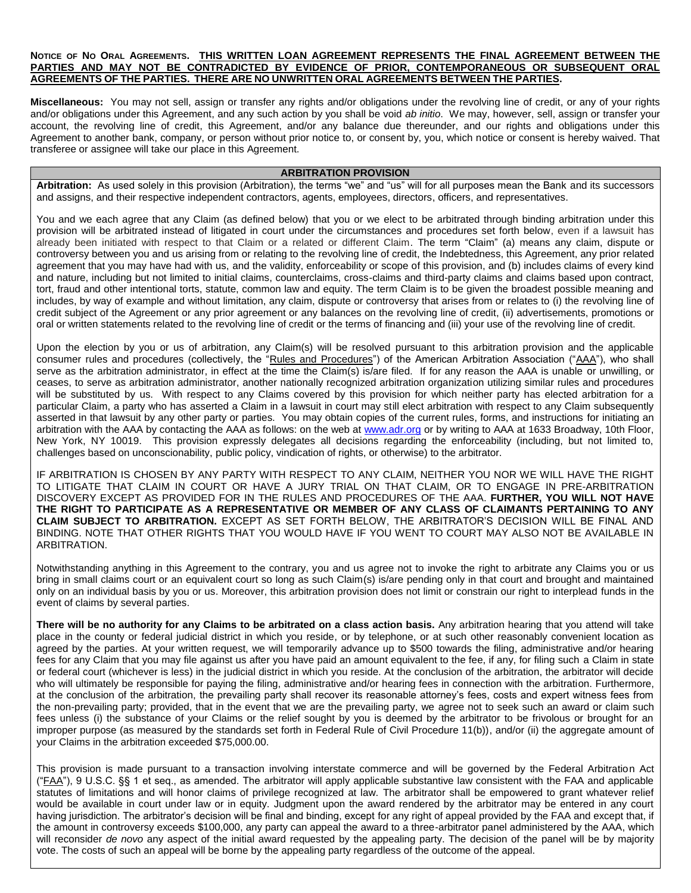**NOTICE OF NO ORAL AGREEMENTS.** **THIS WRITTEN LOAN AGREEMENT REPRESENTS THE FINAL AGREEMENT BETWEEN THE PARTIES AND MAY NOT BE CONTRADICTED BY EVIDENCE OF PRIOR, CONTEMPORANEOUS OR SUBSEQUENT ORAL AGREEMENTS OF THE PARTIES. THERE ARE NO UNWRITTEN ORAL AGREEMENTS BETWEEN THE PARTIES.**

**Miscellaneous:** You may not sell, assign or transfer any rights and/or obligations under the revolving line of credit, or any of your rights and/or obligations under this Agreement, and any such action by you shall be void *ab initio*. We may, however, sell, assign or transfer your account, the revolving line of credit, this Agreement, and/or any balance due thereunder, and our rights and obligations under this Agreement to another bank, company, or person without prior notice to, or consent by, you, which notice or consent is hereby waived. That transferee or assignee will take our place in this Agreement.

## ARBITRATION PROVISION

**Arbitration:** As used solely in this provision (Arbitration), the terms "we" and "us" will for all purposes mean the Bank and its successors and assigns, and their respective independent contractors, agents, employees, directors, officers, and representatives.

You and we each agree that any Claim (as defined below) that you or we elect to be arbitrated through binding arbitration under this provision will be arbitrated instead of litigated in court under the circumstances and procedures set forth below, even if a lawsuit has already been initiated with respect to that Claim or a related or different Claim. The term "Claim" (a) means any claim, dispute or controversy between you and us arising from or relating to the revolving line of credit, the Indebtedness, this Agreement, any prior related agreement that you may have had with us, and the validity, enforceability or scope of this provision, and (b) includes claims of every kind and nature, including but not limited to initial claims, counterclaims, cross-claims and third-party claims and claims based upon contract, tort, fraud and other intentional torts, statute, common law and equity. The term Claim is to be given the broadest possible meaning and includes, by way of example and without limitation, any claim, dispute or controversy that arises from or relates to (i) the revolving line of credit subject of the Agreement or any prior agreement or any balances on the revolving line of credit, (ii) advertisements, promotions or oral or written statements related to the revolving line of credit or the terms of financing and (iii) your use of the revolving line of credit.

Upon the election by you or us of arbitration, any Claim(s) will be resolved pursuant to this arbitration provision and the applicable consumer rules and procedures (collectively, the "Rules and Procedures") of the American Arbitration Association ("AAA"), who shall serve as the arbitration administrator, in effect at the time the Claim(s) is/are filed. If for any reason the AAA is unable or unwilling, or ceases, to serve as arbitration administrator, another nationally recognized arbitration organization utilizing similar rules and procedures will be substituted by us. With respect to any Claims covered by this provision for which neither party has elected arbitration for a particular Claim, a party who has asserted a Claim in a lawsuit in court may still elect arbitration with respect to any Claim subsequently asserted in that lawsuit by any other party or parties. You may obtain copies of the current rules, forms, and instructions for initiating an arbitration with the AAA by contacting the AAA as follows: on the web at www.adr.org or by writing to AAA at 1633 Broadway, 10th Floor, New York, NY 10019. This provision expressly delegates all decisions regarding the enforceability (including, but not limited to, challenges based on unconscionability, public policy, vindication of rights, or otherwise) to the arbitrator.

IF ARBITRATION IS CHOSEN BY ANY PARTY WITH RESPECT TO ANY CLAIM, NEITHER YOU NOR WE WILL HAVE THE RIGHT TO LITIGATE THAT CLAIM IN COURT OR HAVE A JURY TRIAL ON THAT CLAIM, OR TO ENGAGE IN PRE-ARBITRATION DISCOVERY EXCEPT AS PROVIDED FOR IN THE RULES AND PROCEDURES OF THE AAA. **FURTHER, YOU WILL NOT HAVE THE RIGHT TO PARTICIPATE AS A REPRESENTATIVE OR MEMBER OF ANY CLASS OF CLAIMANTS PERTAINING TO ANY CLAIM SUBJECT TO ARBITRATION.** EXCEPT AS SET FORTH BELOW, THE ARBITRATOR'S DECISION WILL BE FINAL AND BINDING. NOTE THAT OTHER RIGHTS THAT YOU WOULD HAVE IF YOU WENT TO COURT MAY ALSO NOT BE AVAILABLE IN ARBITRATION.

Notwithstanding anything in this Agreement to the contrary, you and us agree not to invoke the right to arbitrate any Claims you or us bring in small claims court or an equivalent court so long as such Claim(s) is/are pending only in that court and brought and maintained only on an individual basis by you or us. Moreover, this arbitration provision does not limit or constrain our right to interplead funds in the event of claims by several parties.

**There will be no authority for any Claims to be arbitrated on a class action basis.** Any arbitration hearing that you attend will take place in the county or federal judicial district in which you reside, or by telephone, or at such other reasonably convenient location as agreed by the parties. At your written request, we will temporarily advance up to $500 towards the filing, administrative and/or hearing fees for any Claim that you may file against us after you have paid an amount equivalent to the fee, if any, for filing such a Claim in state or federal court (whichever is less) in the judicial district in which you reside. At the conclusion of the arbitration, the arbitrator will decide who will ultimately be responsible for paying the filing, administrative and/or hearing fees in connection with the arbitration. Furthermore, at the conclusion of the arbitration, the prevailing party shall recover its reasonable attorney's fees, costs and expert witness fees from the non-prevailing party; provided, that in the event that we are the prevailing party, we agree not to seek such an award or claim such fees unless (i) the substance of your Claims or the relief sought by you is deemed by the arbitrator to be frivolous or brought for an improper purpose (as measured by the standards set forth in Federal Rule of Civil Procedure 11(b)), and/or (ii) the aggregate amount of your Claims in the arbitration exceeded $75,000.00.

This provision is made pursuant to a transaction involving interstate commerce and will be governed by the Federal Arbitration Act ("FAA"), 9 U.S.C. §§ 1 et seq., as amended. The arbitrator will apply applicable substantive law consistent with the FAA and applicable statutes of limitations and will honor claims of privilege recognized at law. The arbitrator shall be empowered to grant whatever relief would be available in court under law or in equity. Judgment upon the award rendered by the arbitrator may be entered in any court having jurisdiction. The arbitrator's decision will be final and binding, except for any right of appeal provided by the FAA and except that, if the amount in controversy exceeds $100,000, any party can appeal the award to a three-arbitrator panel administered by the AAA, which will reconsider *de novo* any aspect of the initial award requested by the appealing party. The decision of the panel will be by majority vote. The costs of such an appeal will be borne by the appealing party regardless of the outcome of the appeal.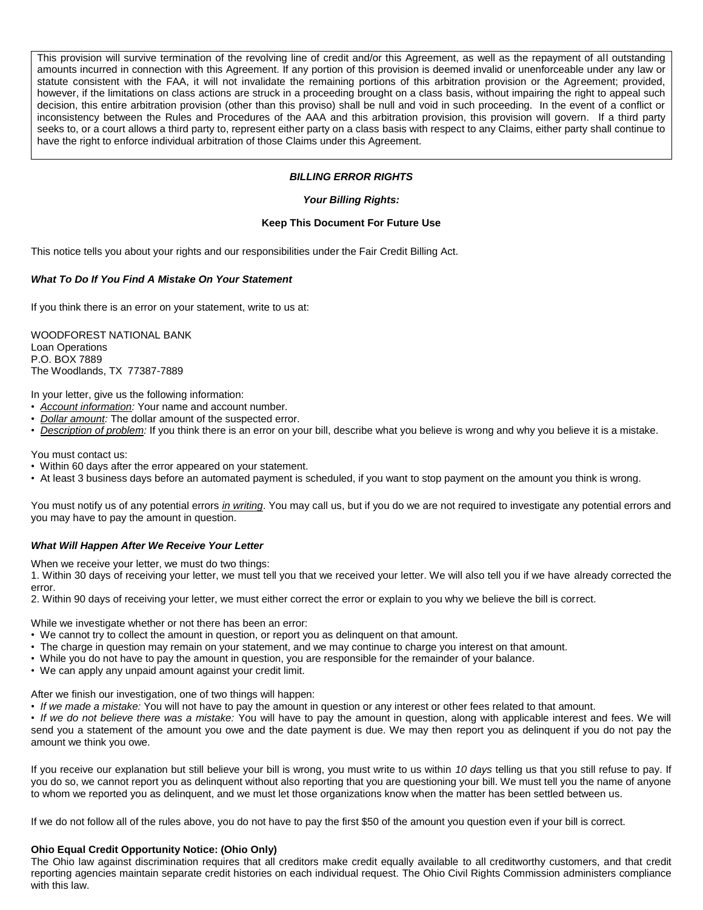This provision will survive termination of the revolving line of credit and/or this Agreement, as well as the repayment of all outstanding amounts incurred in connection with this Agreement. If any portion of this provision is deemed invalid or unenforceable under any law or statute consistent with the FAA, it will not invalidate the remaining portions of this arbitration provision or the Agreement; provided, however, if the limitations on class actions are struck in a proceeding brought on a class basis, without impairing the right to appeal such decision, this entire arbitration provision (other than this proviso) shall be null and void in such proceeding. In the event of a conflict or inconsistency between the Rules and Procedures of the AAA and this arbitration provision, this provision will govern. If a third party seeks to, or a court allows a third party to, represent either party on a class basis with respect to any Claims, either party shall continue to have the right to enforce individual arbitration of those Claims under this Agreement.

## ***BILLING ERROR RIGHTS***

### ***Your Billing Rights:***

**Keep This Document For Future Use**

This notice tells you about your rights and our responsibilities under the Fair Credit Billing Act.

#### ***What To Do If You Find A Mistake On Your Statement***

If you think there is an error on your statement, write to us at:

WOODFOREST NATIONAL BANK
Loan Operations
P.O. BOX 7889
The Woodlands, TX 77387-7889

In your letter, give us the following information:

- *Account information:* Your name and account number.
- *Dollar amount:* The dollar amount of the suspected error.
- *Description of problem:* If you think there is an error on your bill, describe what you believe is wrong and why you believe it is a mistake.

You must contact us:

- Within 60 days after the error appeared on your statement.
- At least 3 business days before an automated payment is scheduled, if you want to stop payment on the amount you think is wrong.

You must notify us of any potential errors *in writing*. You may call us, but if you do we are not required to investigate any potential errors and you may have to pay the amount in question.

#### ***What Will Happen After We Receive Your Letter***

When we receive your letter, we must do two things:

1. Within 30 days of receiving your letter, we must tell you that we received your letter. We will also tell you if we have already corrected the error.
2. Within 90 days of receiving your letter, we must either correct the error or explain to you why we believe the bill is correct.

While we investigate whether or not there has been an error:

- We cannot try to collect the amount in question, or report you as delinquent on that amount.
- The charge in question may remain on your statement, and we may continue to charge you interest on that amount.
- While you do not have to pay the amount in question, you are responsible for the remainder of your balance.
- We can apply any unpaid amount against your credit limit.

After we finish our investigation, one of two things will happen:

- *If we made a mistake:* You will not have to pay the amount in question or any interest or other fees related to that amount.
- *If we do not believe there was a mistake:* You will have to pay the amount in question, along with applicable interest and fees. We will send you a statement of the amount you owe and the date payment is due. We may then report you as delinquent if you do not pay the amount we think you owe.

If you receive our explanation but still believe your bill is wrong, you must write to us within *10 days* telling us that you still refuse to pay. If you do so, we cannot report you as delinquent without also reporting that you are questioning your bill. We must tell you the name of anyone to whom we reported you as delinquent, and we must let those organizations know when the matter has been settled between us.

If we do not follow all of the rules above, you do not have to pay the first $50 of the amount you question even if your bill is correct.

**Ohio Equal Credit Opportunity Notice: (Ohio Only)**
The Ohio law against discrimination requires that all creditors make credit equally available to all creditworthy customers, and that credit reporting agencies maintain separate credit histories on each individual request. The Ohio Civil Rights Commission administers compliance with this law.